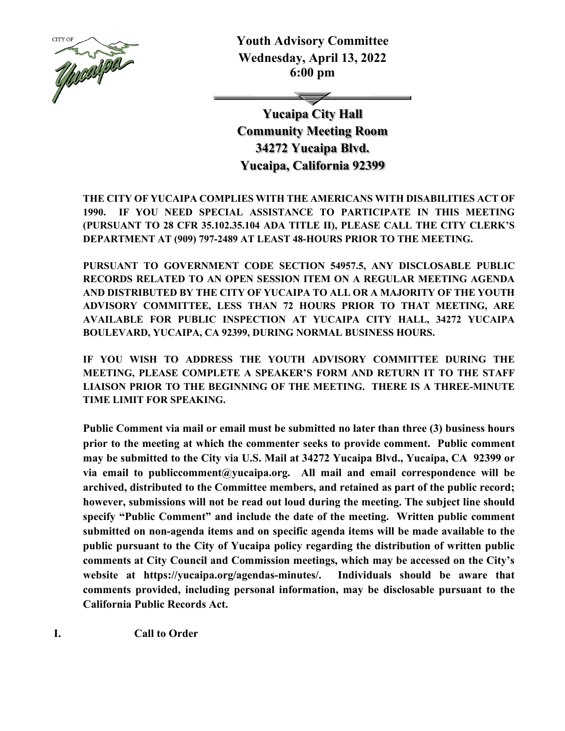# Youth Advisory Committee
**Wednesday, April 13, 2022**
**6:00 pm**

## Yucaipa City Hall
## Community Meeting Room
## 34272 Yucaipa Blvd.
## Yucaipa, California 92399

**THE CITY OF YUCAIPA COMPLIES WITH THE AMERICANS WITH DISABILITIES ACT OF 1990. IF YOU NEED SPECIAL ASSISTANCE TO PARTICIPATE IN THIS MEETING (PURSUANT TO 28 CFR 35.102.35.104 ADA TITLE II), PLEASE CALL THE CITY CLERK'S DEPARTMENT AT (909) 797-2489 AT LEAST 48-HOURS PRIOR TO THE MEETING.**

**PURSUANT TO GOVERNMENT CODE SECTION 54957.5, ANY DISCLOSABLE PUBLIC RECORDS RELATED TO AN OPEN SESSION ITEM ON A REGULAR MEETING AGENDA AND DISTRIBUTED BY THE CITY OF YUCAIPA TO ALL OR A MAJORITY OF THE YOUTH ADVISORY COMMITTEE, LESS THAN 72 HOURS PRIOR TO THAT MEETING, ARE AVAILABLE FOR PUBLIC INSPECTION AT YUCAIPA CITY HALL, 34272 YUCAIPA BOULEVARD, YUCAIPA, CA 92399, DURING NORMAL BUSINESS HOURS.**

**IF YOU WISH TO ADDRESS THE YOUTH ADVISORY COMMITTEE DURING THE MEETING, PLEASE COMPLETE A SPEAKER'S FORM AND RETURN IT TO THE STAFF LIAISON PRIOR TO THE BEGINNING OF THE MEETING. THERE IS A THREE-MINUTE TIME LIMIT FOR SPEAKING.**

**Public Comment via mail or email must be submitted no later than three (3) business hours prior to the meeting at which the commenter seeks to provide comment. Public comment may be submitted to the City via U.S. Mail at 34272 Yucaipa Blvd., Yucaipa, CA 92399 or via email to publiccomment@yucaipa.org. All mail and email correspondence will be archived, distributed to the Committee members, and retained as part of the public record; however, submissions will not be read out loud during the meeting. The subject line should specify "Public Comment" and include the date of the meeting. Written public comment submitted on non-agenda items and on specific agenda items will be made available to the public pursuant to the City of Yucaipa policy regarding the distribution of written public comments at City Council and Commission meetings, which may be accessed on the City's website at https://yucaipa.org/agendas-minutes/. Individuals should be aware that comments provided, including personal information, may be disclosable pursuant to the California Public Records Act.**

**I. Call to Order**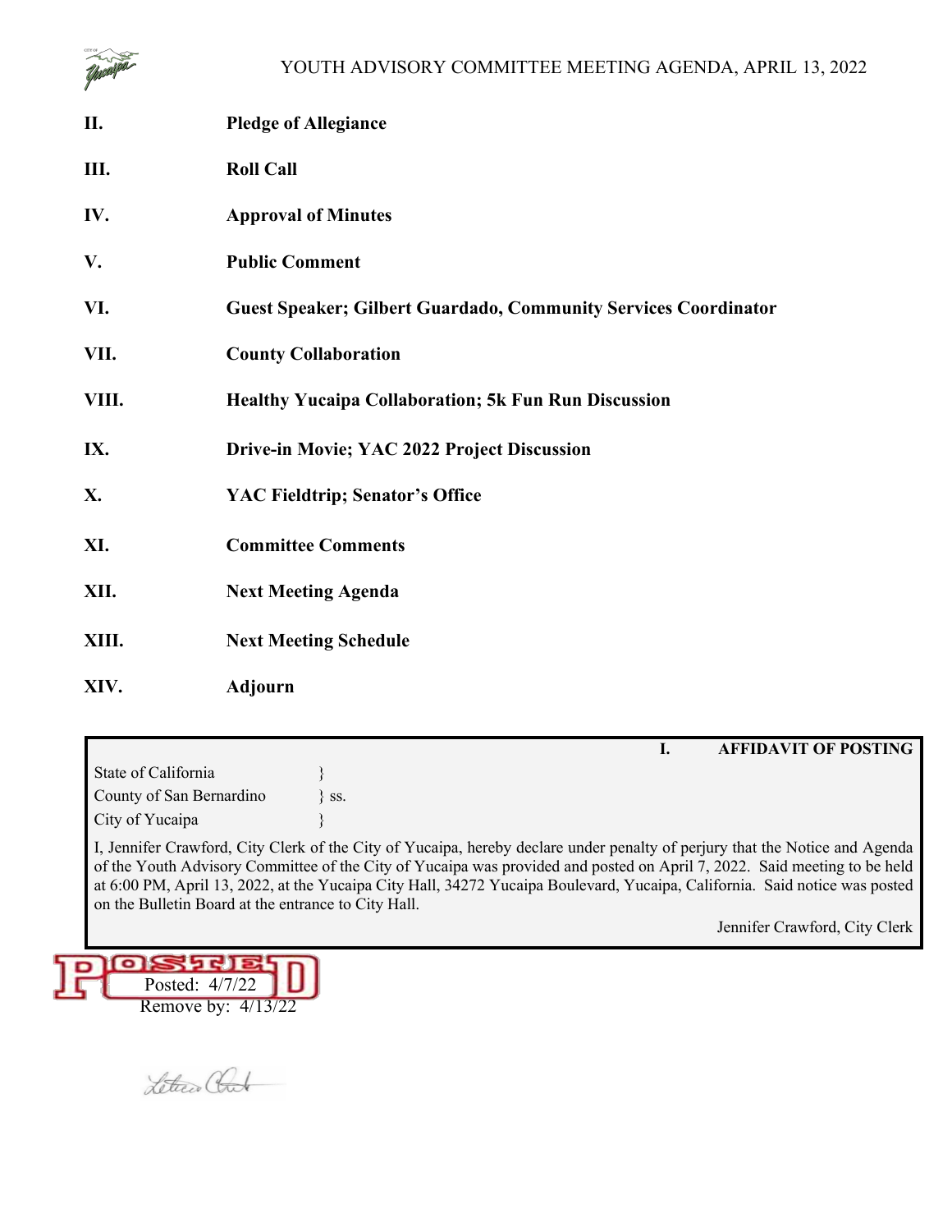**II.** **Pledge of Allegiance**

**III.** **Roll Call**

**IV.** **Approval of Minutes**

**V.** **Public Comment**

**VI.** **Guest Speaker; Gilbert Guardado, Community Services Coordinator**

**VII.** **County Collaboration**

**VIII.** **Healthy Yucaipa Collaboration; 5k Fun Run Discussion**

**IX.** **Drive-in Movie; YAC 2022 Project Discussion**

**X.** **YAC Fieldtrip; Senator's Office**

**XI.** **Committee Comments**

**XII.** **Next Meeting Agenda**

**XIII.** **Next Meeting Schedule**

**XIV.** **Adjourn**

**I. AFFIDAVIT OF POSTING**

State of California }
County of San Bernardino } ss.
City of Yucaipa }

I, Jennifer Crawford, City Clerk of the City of Yucaipa, hereby declare under penalty of perjury that the Notice and Agenda of the Youth Advisory Committee of the City of Yucaipa was provided and posted on April 7, 2022. Said meeting to be held at 6:00 PM, April 13, 2022, at the Yucaipa City Hall, 34272 Yucaipa Boulevard, Yucaipa, California. Said notice was posted on the Bulletin Board at the entrance to City Hall.

Jennifer Crawford, City Clerk

POSTED
Posted: 4/7/22
Remove by: 4/13/22